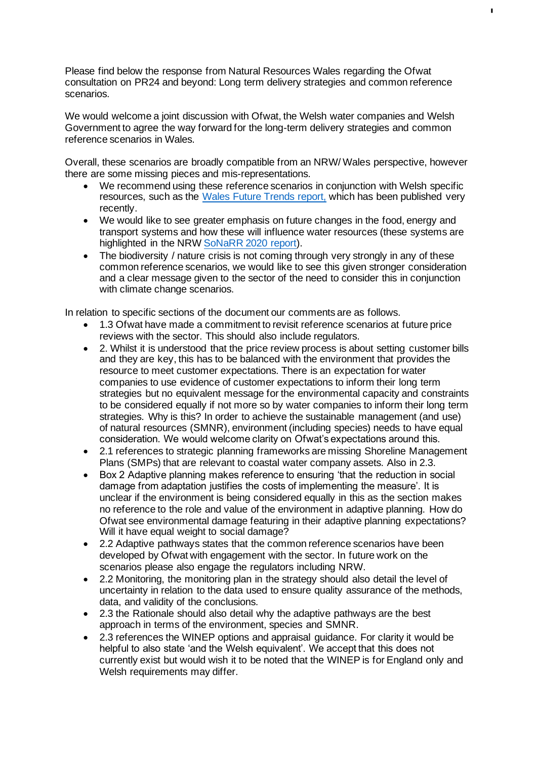Please find below the response from Natural Resources Wales regarding the Ofwat consultation on PR24 and beyond: Long term delivery strategies and common reference scenarios.

We would welcome a joint discussion with Ofwat, the Welsh water companies and Welsh Government to agree the way forward for the long-term delivery strategies and common reference scenarios in Wales.

Overall, these scenarios are broadly compatible from an NRW/ Wales perspective, however there are some missing pieces and mis-representations.

- We recommend using these reference scenarios in conjunction with Welsh specific resources, such as the [Wales Future Trends report,](#) which has been published very recently.
- We would like to see greater emphasis on future changes in the food, energy and transport systems and how these will influence water resources (these systems are highlighted in the NRW [SoNaRR 2020 report](#)).
- The biodiversity / nature crisis is not coming through very strongly in any of these common reference scenarios, we would like to see this given stronger consideration and a clear message given to the sector of the need to consider this in conjunction with climate change scenarios.

In relation to specific sections of the document our comments are as follows.

- 1.3 Ofwat have made a commitment to revisit reference scenarios at future price reviews with the sector. This should also include regulators.
- 2. Whilst it is understood that the price review process is about setting customer bills and they are key, this has to be balanced with the environment that provides the resource to meet customer expectations. There is an expectation for water companies to use evidence of customer expectations to inform their long term strategies but no equivalent message for the environmental capacity and constraints to be considered equally if not more so by water companies to inform their long term strategies. Why is this? In order to achieve the sustainable management (and use) of natural resources (SMNR), environment (including species) needs to have equal consideration. We would welcome clarity on Ofwat's expectations around this.
- 2.1 references to strategic planning frameworks are missing Shoreline Management Plans (SMPs) that are relevant to coastal water company assets. Also in 2.3.
- Box 2 Adaptive planning makes reference to ensuring 'that the reduction in social damage from adaptation justifies the costs of implementing the measure'. It is unclear if the environment is being considered equally in this as the section makes no reference to the role and value of the environment in adaptive planning. How do Ofwat see environmental damage featuring in their adaptive planning expectations? Will it have equal weight to social damage?
- 2.2 Adaptive pathways states that the common reference scenarios have been developed by Ofwat with engagement with the sector. In future work on the scenarios please also engage the regulators including NRW.
- 2.2 Monitoring, the monitoring plan in the strategy should also detail the level of uncertainty in relation to the data used to ensure quality assurance of the methods, data, and validity of the conclusions.
- 2.3 the Rationale should also detail why the adaptive pathways are the best approach in terms of the environment, species and SMNR.
- 2.3 references the WINEP options and appraisal guidance. For clarity it would be helpful to also state 'and the Welsh equivalent'. We accept that this does not currently exist but would wish it to be noted that the WINEP is for England only and Welsh requirements may differ.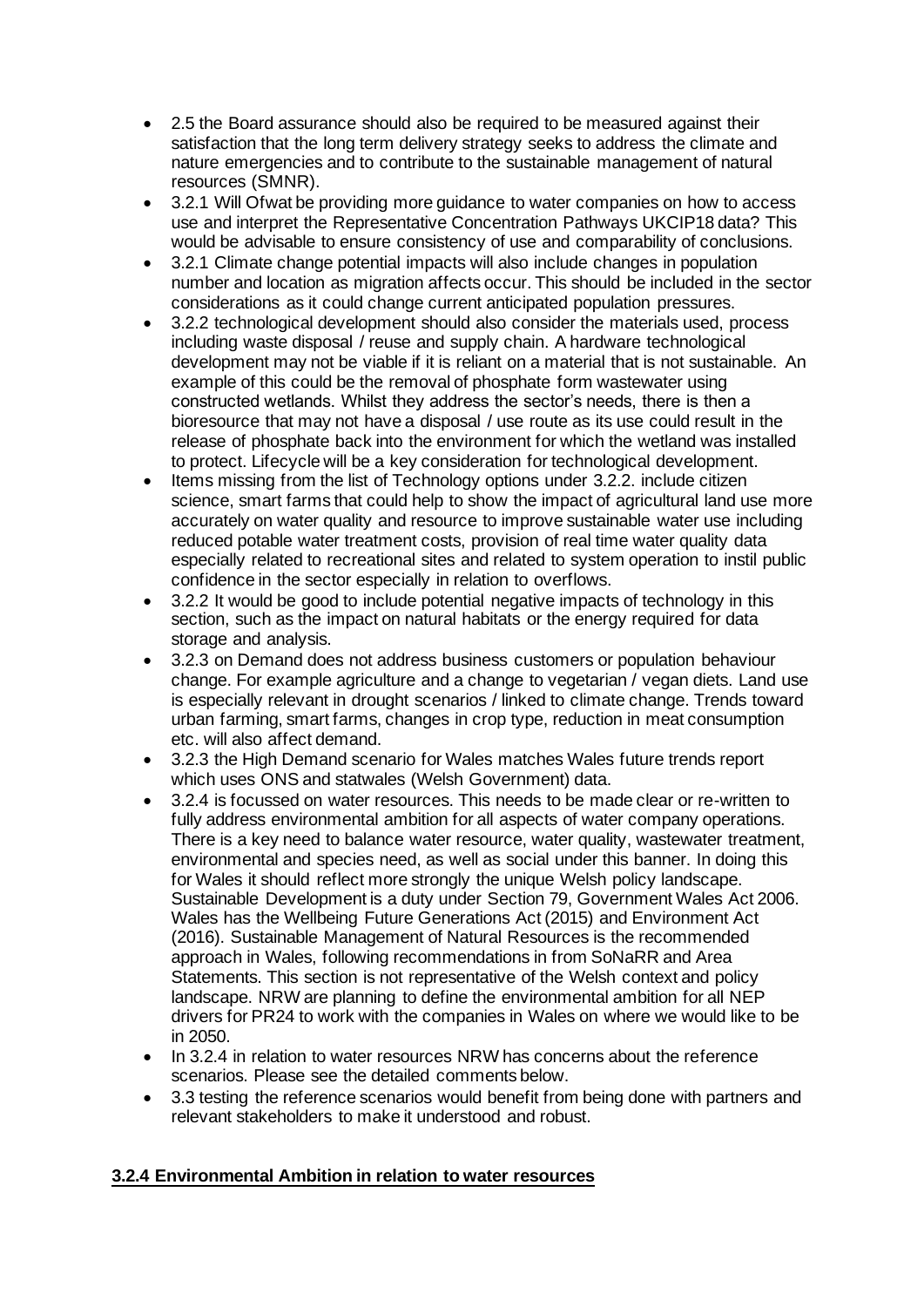- 2.5 the Board assurance should also be required to be measured against their satisfaction that the long term delivery strategy seeks to address the climate and nature emergencies and to contribute to the sustainable management of natural resources (SMNR).
- 3.2.1 Will Ofwat be providing more guidance to water companies on how to access use and interpret the Representative Concentration Pathways UKCIP18 data? This would be advisable to ensure consistency of use and comparability of conclusions.
- 3.2.1 Climate change potential impacts will also include changes in population number and location as migration affects occur. This should be included in the sector considerations as it could change current anticipated population pressures.
- 3.2.2 technological development should also consider the materials used, process including waste disposal / reuse and supply chain. A hardware technological development may not be viable if it is reliant on a material that is not sustainable. An example of this could be the removal of phosphate form wastewater using constructed wetlands. Whilst they address the sector's needs, there is then a bioresource that may not have a disposal / use route as its use could result in the release of phosphate back into the environment for which the wetland was installed to protect. Lifecycle will be a key consideration for technological development.
- Items missing from the list of Technology options under 3.2.2. include citizen science, smart farms that could help to show the impact of agricultural land use more accurately on water quality and resource to improve sustainable water use including reduced potable water treatment costs, provision of real time water quality data especially related to recreational sites and related to system operation to instil public confidence in the sector especially in relation to overflows.
- 3.2.2 It would be good to include potential negative impacts of technology in this section, such as the impact on natural habitats or the energy required for data storage and analysis.
- 3.2.3 on Demand does not address business customers or population behaviour change. For example agriculture and a change to vegetarian / vegan diets. Land use is especially relevant in drought scenarios / linked to climate change. Trends toward urban farming, smart farms, changes in crop type, reduction in meat consumption etc. will also affect demand.
- 3.2.3 the High Demand scenario for Wales matches Wales future trends report which uses ONS and statwales (Welsh Government) data.
- 3.2.4 is focussed on water resources. This needs to be made clear or re-written to fully address environmental ambition for all aspects of water company operations. There is a key need to balance water resource, water quality, wastewater treatment, environmental and species need, as well as social under this banner. In doing this for Wales it should reflect more strongly the unique Welsh policy landscape. Sustainable Development is a duty under Section 79, Government Wales Act 2006. Wales has the Wellbeing Future Generations Act (2015) and Environment Act (2016). Sustainable Management of Natural Resources is the recommended approach in Wales, following recommendations in from SoNaRR and Area Statements. This section is not representative of the Welsh context and policy landscape. NRW are planning to define the environmental ambition for all NEP drivers for PR24 to work with the companies in Wales on where we would like to be in 2050.
- In 3.2.4 in relation to water resources NRW has concerns about the reference scenarios. Please see the detailed comments below.
- 3.3 testing the reference scenarios would benefit from being done with partners and relevant stakeholders to make it understood and robust.

**3.2.4 Environmental Ambition in relation to water resources**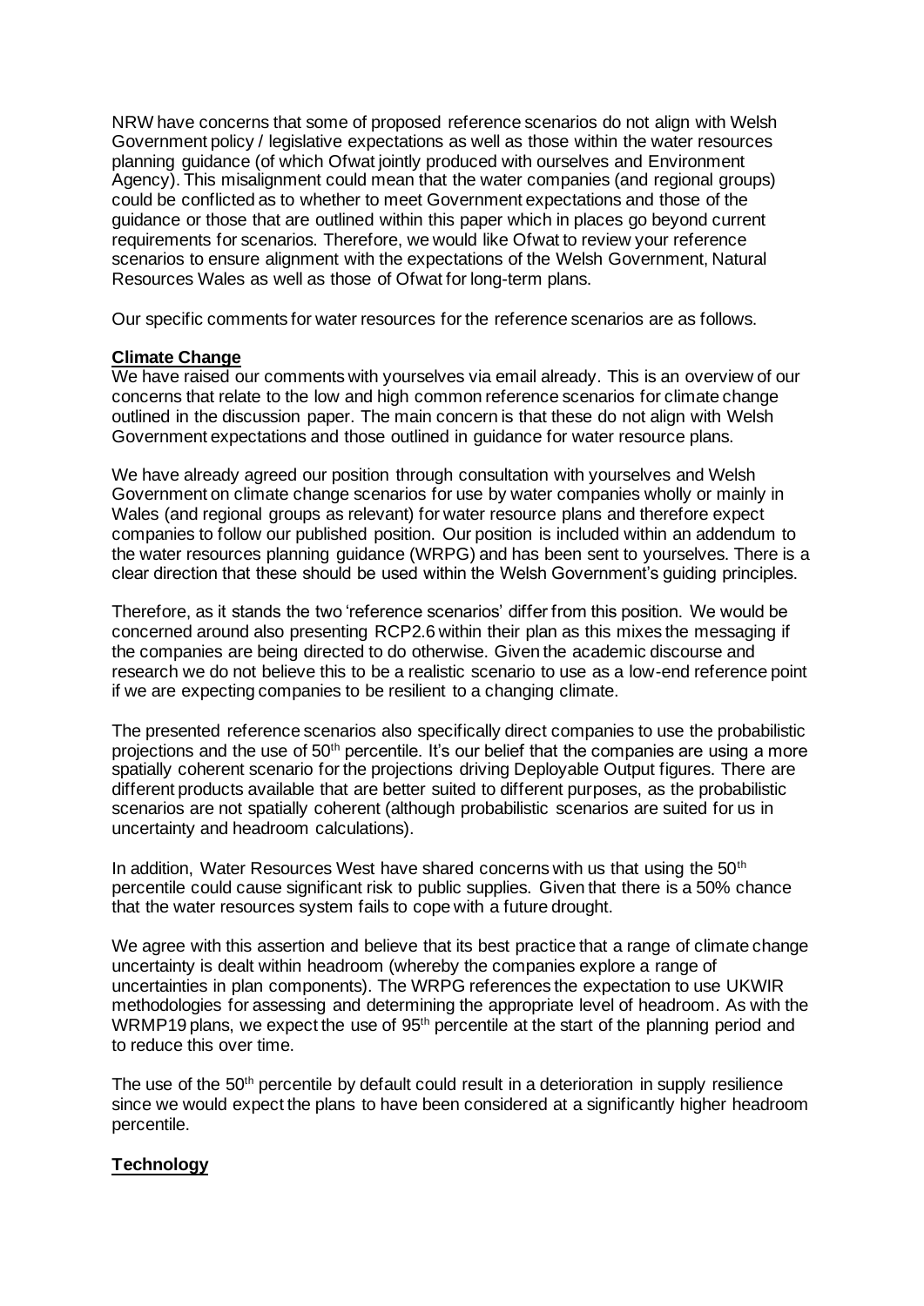NRW have concerns that some of proposed reference scenarios do not align with Welsh Government policy / legislative expectations as well as those within the water resources planning guidance (of which Ofwat jointly produced with ourselves and Environment Agency). This misalignment could mean that the water companies (and regional groups) could be conflicted as to whether to meet Government expectations and those of the guidance or those that are outlined within this paper which in places go beyond current requirements for scenarios. Therefore, we would like Ofwat to review your reference scenarios to ensure alignment with the expectations of the Welsh Government, Natural Resources Wales as well as those of Ofwat for long-term plans.

Our specific comments for water resources for the reference scenarios are as follows.

**Climate Change**

We have raised our comments with yourselves via email already. This is an overview of our concerns that relate to the low and high common reference scenarios for climate change outlined in the discussion paper. The main concern is that these do not align with Welsh Government expectations and those outlined in guidance for water resource plans.

We have already agreed our position through consultation with yourselves and Welsh Government on climate change scenarios for use by water companies wholly or mainly in Wales (and regional groups as relevant) for water resource plans and therefore expect companies to follow our published position. Our position is included within an addendum to the water resources planning guidance (WRPG) and has been sent to yourselves. There is a clear direction that these should be used within the Welsh Government's guiding principles.

Therefore, as it stands the two 'reference scenarios' differ from this position. We would be concerned around also presenting RCP2.6 within their plan as this mixes the messaging if the companies are being directed to do otherwise. Given the academic discourse and research we do not believe this to be a realistic scenario to use as a low-end reference point if we are expecting companies to be resilient to a changing climate.

The presented reference scenarios also specifically direct companies to use the probabilistic projections and the use of 50th percentile. It's our belief that the companies are using a more spatially coherent scenario for the projections driving Deployable Output figures. There are different products available that are better suited to different purposes, as the probabilistic scenarios are not spatially coherent (although probabilistic scenarios are suited for us in uncertainty and headroom calculations).

In addition, Water Resources West have shared concerns with us that using the 50th percentile could cause significant risk to public supplies. Given that there is a 50% chance that the water resources system fails to cope with a future drought.

We agree with this assertion and believe that its best practice that a range of climate change uncertainty is dealt within headroom (whereby the companies explore a range of uncertainties in plan components). The WRPG references the expectation to use UKWIR methodologies for assessing and determining the appropriate level of headroom. As with the WRMP19 plans, we expect the use of 95th percentile at the start of the planning period and to reduce this over time.

The use of the 50th percentile by default could result in a deterioration in supply resilience since we would expect the plans to have been considered at a significantly higher headroom percentile.

**Technology**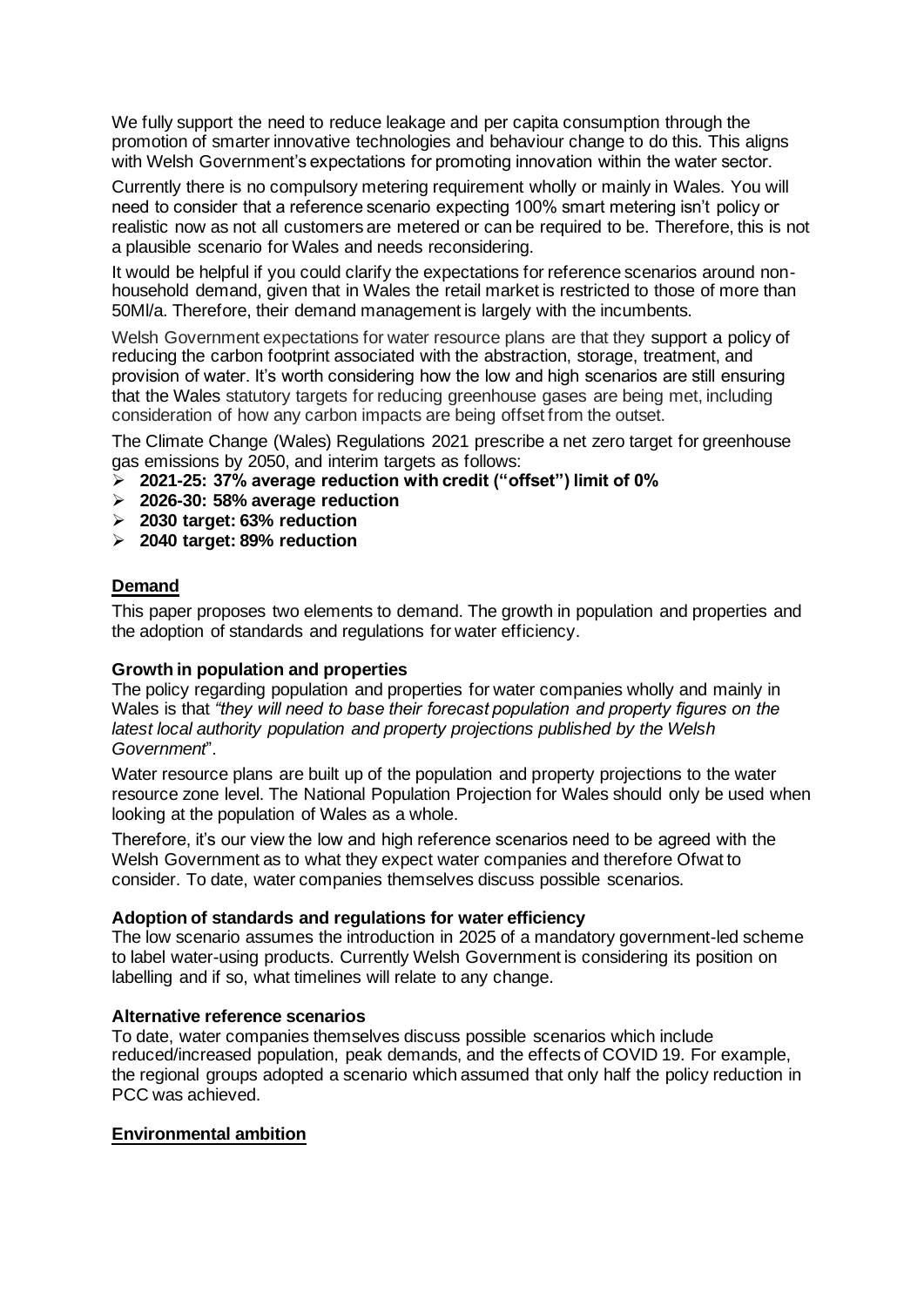We fully support the need to reduce leakage and per capita consumption through the promotion of smarter innovative technologies and behaviour change to do this. This aligns with Welsh Government's expectations for promoting innovation within the water sector.

Currently there is no compulsory metering requirement wholly or mainly in Wales. You will need to consider that a reference scenario expecting 100% smart metering isn't policy or realistic now as not all customers are metered or can be required to be. Therefore, this is not a plausible scenario for Wales and needs reconsidering.

It would be helpful if you could clarify the expectations for reference scenarios around non-household demand, given that in Wales the retail market is restricted to those of more than 50Ml/a. Therefore, their demand management is largely with the incumbents.

Welsh Government expectations for water resource plans are that they support a policy of reducing the carbon footprint associated with the abstraction, storage, treatment, and provision of water. It's worth considering how the low and high scenarios are still ensuring that the Wales statutory targets for reducing greenhouse gases are being met, including consideration of how any carbon impacts are being offset from the outset.

The Climate Change (Wales) Regulations 2021 prescribe a net zero target for greenhouse gas emissions by 2050, and interim targets as follows:

- **2021-25: 37% average reduction with credit ("offset") limit of 0%**
- **2026-30: 58% average reduction**
- **2030 target: 63% reduction**
- **2040 target: 89% reduction**

## Demand

This paper proposes two elements to demand. The growth in population and properties and the adoption of standards and regulations for water efficiency.

### Growth in population and properties

The policy regarding population and properties for water companies wholly and mainly in Wales is that *"they will need to base their forecast population and property figures on the latest local authority population and property projections published by the Welsh Government*".

Water resource plans are built up of the population and property projections to the water resource zone level. The National Population Projection for Wales should only be used when looking at the population of Wales as a whole.

Therefore, it's our view the low and high reference scenarios need to be agreed with the Welsh Government as to what they expect water companies and therefore Ofwat to consider. To date, water companies themselves discuss possible scenarios.

### Adoption of standards and regulations for water efficiency

The low scenario assumes the introduction in 2025 of a mandatory government-led scheme to label water-using products. Currently Welsh Government is considering its position on labelling and if so, what timelines will relate to any change.

### Alternative reference scenarios

To date, water companies themselves discuss possible scenarios which include reduced/increased population, peak demands, and the effects of COVID 19. For example, the regional groups adopted a scenario which assumed that only half the policy reduction in PCC was achieved.

## Environmental ambition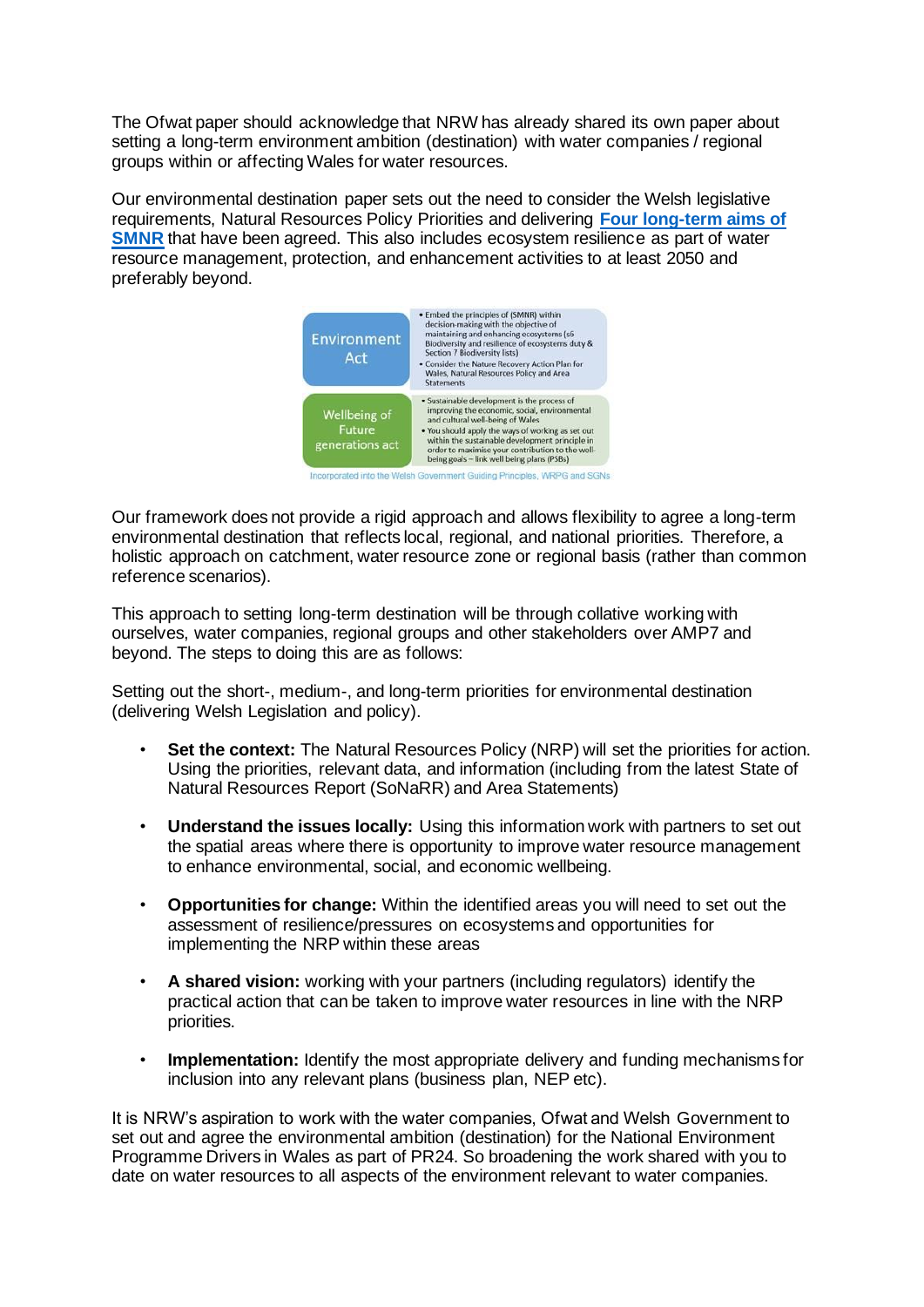The Ofwat paper should acknowledge that NRW has already shared its own paper about setting a long-term environment ambition (destination) with water companies / regional groups within or affecting Wales for water resources.

Our environmental destination paper sets out the need to consider the Welsh legislative requirements, Natural Resources Policy Priorities and delivering **Four long-term aims of SMNR** that have been agreed. This also includes ecosystem resilience as part of water resource management, protection, and enhancement activities to at least 2050 and preferably beyond.

| | |
|---|---|
| Environment Act | • Embed the principles of (SMNR) within decision-making with the objective of maintaining and enhancing ecosystems (s6 Biodiversity and resilience of ecosystems duty & Section 7 Biodiversity lists)<br>• Consider the Nature Recovery Action Plan for Wales, Natural Resources Policy and Area Statements |
| Wellbeing of Future generations act | • Sustainable development is the process of improving the economic, social, environmental and cultural well-being of Wales<br>• You should apply the ways of working as set out within the sustainable development principle in order to maximise your contribution to the well-being goals – link well being plans (PSBs) |

Incorporated into the Welsh Government Guiding Principles, WRPG and SGNs

Our framework does not provide a rigid approach and allows flexibility to agree a long-term environmental destination that reflects local, regional, and national priorities. Therefore, a holistic approach on catchment, water resource zone or regional basis (rather than common reference scenarios).

This approach to setting long-term destination will be through collative working with ourselves, water companies, regional groups and other stakeholders over AMP7 and beyond. The steps to doing this are as follows:

Setting out the short-, medium-, and long-term priorities for environmental destination (delivering Welsh Legislation and policy).

- **Set the context:** The Natural Resources Policy (NRP) will set the priorities for action. Using the priorities, relevant data, and information (including from the latest State of Natural Resources Report (SoNaRR) and Area Statements)
- **Understand the issues locally:** Using this information work with partners to set out the spatial areas where there is opportunity to improve water resource management to enhance environmental, social, and economic wellbeing.
- **Opportunities for change:** Within the identified areas you will need to set out the assessment of resilience/pressures on ecosystems and opportunities for implementing the NRP within these areas
- **A shared vision:** working with your partners (including regulators) identify the practical action that can be taken to improve water resources in line with the NRP priorities.
- **Implementation:** Identify the most appropriate delivery and funding mechanisms for inclusion into any relevant plans (business plan, NEP etc).

It is NRW's aspiration to work with the water companies, Ofwat and Welsh Government to set out and agree the environmental ambition (destination) for the National Environment Programme Drivers in Wales as part of PR24. So broadening the work shared with you to date on water resources to all aspects of the environment relevant to water companies.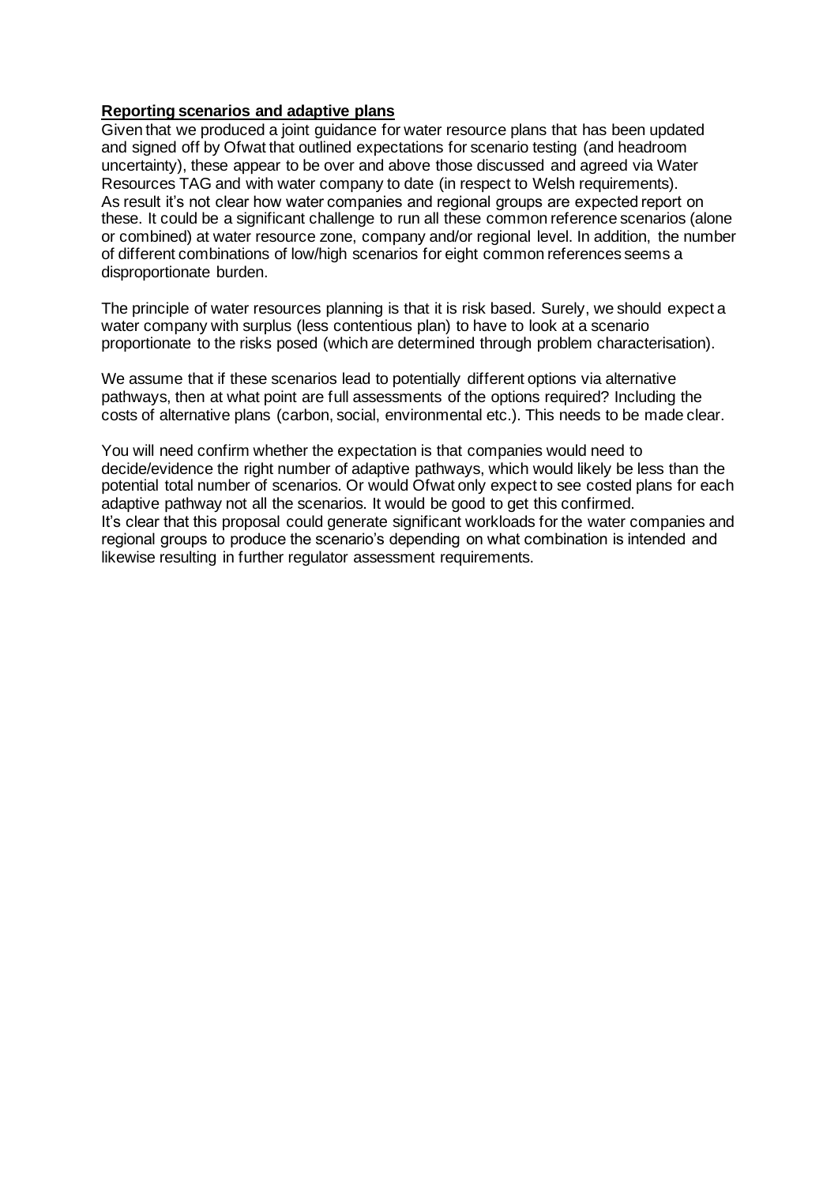**Reporting scenarios and adaptive plans**

Given that we produced a joint guidance for water resource plans that has been updated and signed off by Ofwat that outlined expectations for scenario testing (and headroom uncertainty), these appear to be over and above those discussed and agreed via Water Resources TAG and with water company to date (in respect to Welsh requirements). As result it's not clear how water companies and regional groups are expected report on these. It could be a significant challenge to run all these common reference scenarios (alone or combined) at water resource zone, company and/or regional level. In addition, the number of different combinations of low/high scenarios for eight common references seems a disproportionate burden.

The principle of water resources planning is that it is risk based. Surely, we should expect a water company with surplus (less contentious plan) to have to look at a scenario proportionate to the risks posed (which are determined through problem characterisation).

We assume that if these scenarios lead to potentially different options via alternative pathways, then at what point are full assessments of the options required? Including the costs of alternative plans (carbon, social, environmental etc.). This needs to be made clear.

You will need confirm whether the expectation is that companies would need to decide/evidence the right number of adaptive pathways, which would likely be less than the potential total number of scenarios. Or would Ofwat only expect to see costed plans for each adaptive pathway not all the scenarios. It would be good to get this confirmed.
It's clear that this proposal could generate significant workloads for the water companies and regional groups to produce the scenario's depending on what combination is intended and likewise resulting in further regulator assessment requirements.